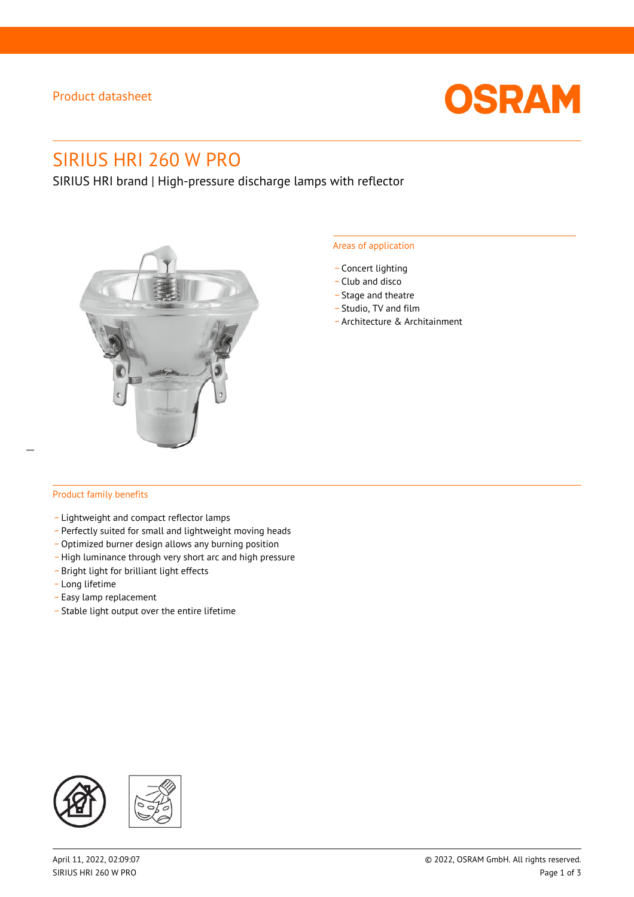Product datasheet

# SIRIUS HRI 260 W PRO

SIRIUS HRI brand | High-pressure discharge lamps with reflector

## Areas of application

- Concert lighting
- Club and disco
- Stage and theatre
- Studio, TV and film
- Architecture & Architainment

## Product family benefits

- Lightweight and compact reflector lamps
- Perfectly suited for small and lightweight moving heads
- Optimized burner design allows any burning position
- High luminance through very short arc and high pressure
- Bright light for brilliant light effects
- Long lifetime
- Easy lamp replacement
- Stable light output over the entire lifetime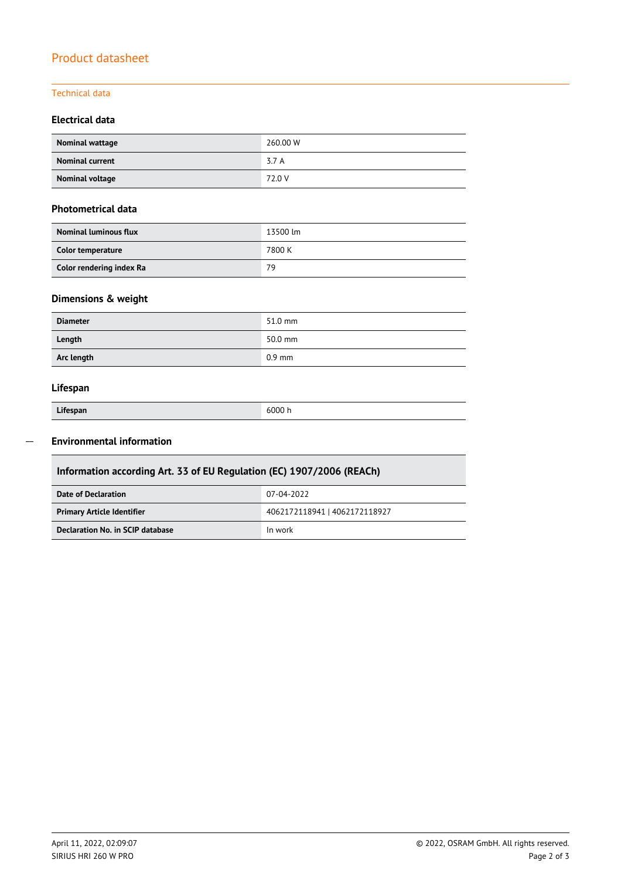# Product datasheet

## Technical data

### Electrical data

| Nominal wattage | 260.00 W |
|---|---|
| Nominal current | 3.7 A |
| Nominal voltage | 72.0 V |

### Photometrical data

| Nominal luminous flux | 13500 lm |
|---|---|
| Color temperature | 7800 K |
| Color rendering index Ra | 79 |

### Dimensions & weight

| Diameter | 51.0 mm |
|---|---|
| Length | 50.0 mm |
| Arc length | 0.9 mm |

### Lifespan

| Lifespan | 6000 h |
|---|---|

### Environmental information

| Information according Art. 33 of EU Regulation (EC) 1907/2006 (REACh) | |
|---|---|
| Date of Declaration | 07-04-2022 |
| Primary Article Identifier | 4062172118941 \| 4062172118927 |
| Declaration No. in SCIP database | In work |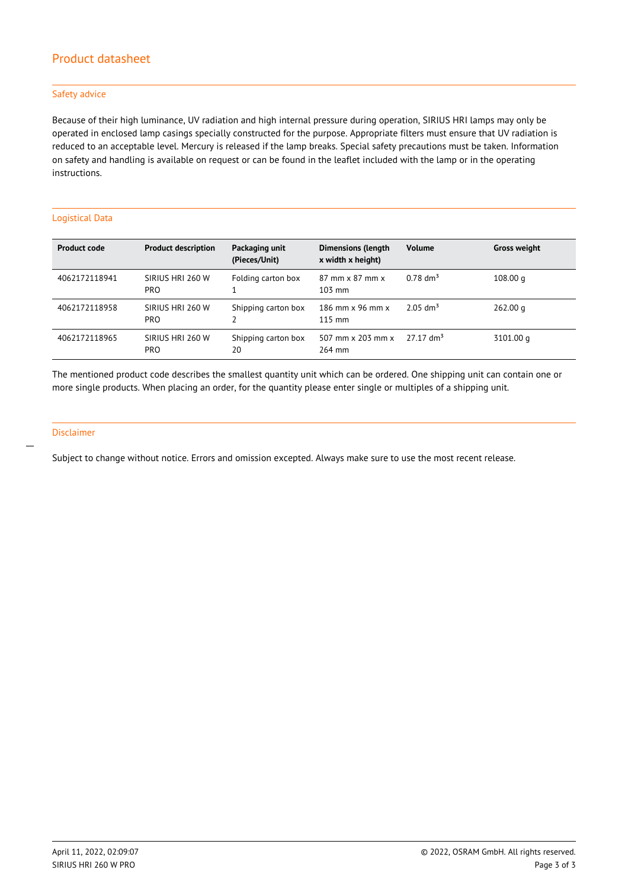## Safety advice

Because of their high luminance, UV radiation and high internal pressure during operation, SIRIUS HRI lamps may only be operated in enclosed lamp casings specially constructed for the purpose. Appropriate filters must ensure that UV radiation is reduced to an acceptable level. Mercury is released if the lamp breaks. Special safety precautions must be taken. Information on safety and handling is available on request or can be found in the leaflet included with the lamp or in the operating instructions.

## Logistical Data

| Product code | Product description | Packaging unit (Pieces/Unit) | Dimensions (length x width x height) | Volume | Gross weight |
|---|---|---|---|---|---|
| 4062172118941 | SIRIUS HRI 260 W PRO | Folding carton box 1 | 87 mm x 87 mm x 103 mm | 0.78 $dm^3$ | 108.00 g |
| 4062172118958 | SIRIUS HRI 260 W PRO | Shipping carton box 2 | 186 mm x 96 mm x 115 mm | 2.05 $dm^3$ | 262.00 g |
| 4062172118965 | SIRIUS HRI 260 W PRO | Shipping carton box 20 | 507 mm x 203 mm x 264 mm | 27.17 $dm^3$ | 3101.00 g |

The mentioned product code describes the smallest quantity unit which can be ordered. One shipping unit can contain one or more single products. When placing an order, for the quantity please enter single or multiples of a shipping unit.

## Disclaimer

Subject to change without notice. Errors and omission excepted. Always make sure to use the most recent release.